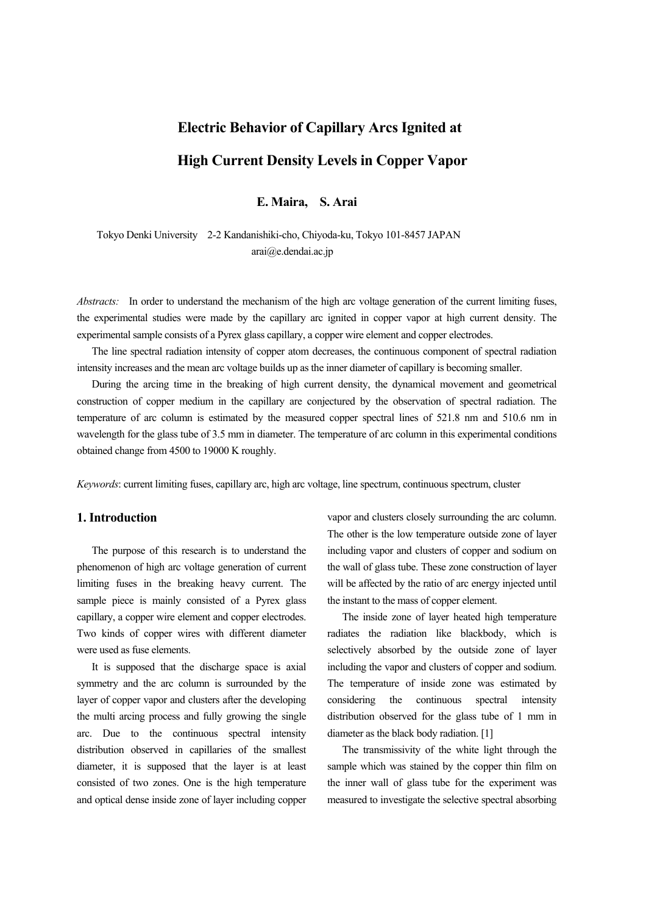# Electric Behavior of Capillary Arcs Ignited at High Current Density Levels in Copper Vapor

**E. Maira, S. Arai**

Tokyo Denki University 2-2 Kandanishiki-cho, Chiyoda-ku, Tokyo 101-8457 JAPAN
arai@e.dendai.ac.jp

*Abstracts:* In order to understand the mechanism of the high arc voltage generation of the current limiting fuses, the experimental studies were made by the capillary arc ignited in copper vapor at high current density. The experimental sample consists of a Pyrex glass capillary, a copper wire element and copper electrodes.

The line spectral radiation intensity of copper atom decreases, the continuous component of spectral radiation intensity increases and the mean arc voltage builds up as the inner diameter of capillary is becoming smaller.

During the arcing time in the breaking of high current density, the dynamical movement and geometrical construction of copper medium in the capillary are conjectured by the observation of spectral radiation. The temperature of arc column is estimated by the measured copper spectral lines of 521.8 nm and 510.6 nm in wavelength for the glass tube of 3.5 mm in diameter. The temperature of arc column in this experimental conditions obtained change from 4500 to 19000 K roughly.

*Keywords*: current limiting fuses, capillary arc, high arc voltage, line spectrum, continuous spectrum, cluster

## 1. Introduction

The purpose of this research is to understand the phenomenon of high arc voltage generation of current limiting fuses in the breaking heavy current. The sample piece is mainly consisted of a Pyrex glass capillary, a copper wire element and copper electrodes. Two kinds of copper wires with different diameter were used as fuse elements.

It is supposed that the discharge space is axial symmetry and the arc column is surrounded by the layer of copper vapor and clusters after the developing the multi arcing process and fully growing the single arc. Due to the continuous spectral intensity distribution observed in capillaries of the smallest diameter, it is supposed that the layer is at least consisted of two zones. One is the high temperature and optical dense inside zone of layer including copper vapor and clusters closely surrounding the arc column. The other is the low temperature outside zone of layer including vapor and clusters of copper and sodium on the wall of glass tube. These zone construction of layer will be affected by the ratio of arc energy injected until the instant to the mass of copper element.

The inside zone of layer heated high temperature radiates the radiation like blackbody, which is selectively absorbed by the outside zone of layer including the vapor and clusters of copper and sodium. The temperature of inside zone was estimated by considering the continuous spectral intensity distribution observed for the glass tube of 1 mm in diameter as the black body radiation. [1]

The transmissivity of the white light through the sample which was stained by the copper thin film on the inner wall of glass tube for the experiment was measured to investigate the selective spectral absorbing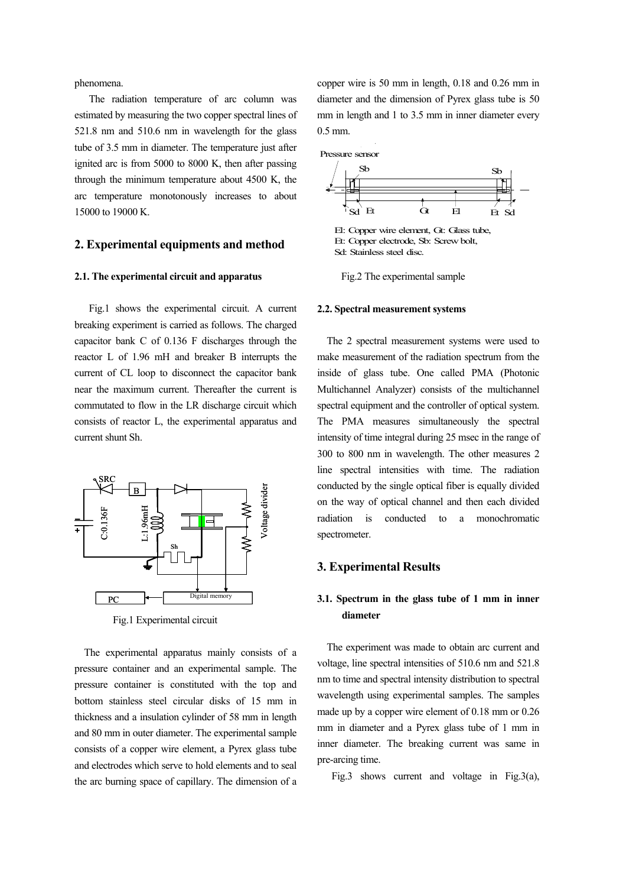phenomena.

The radiation temperature of arc column was estimated by measuring the two copper spectral lines of 521.8 nm and 510.6 nm in wavelength for the glass tube of 3.5 mm in diameter. The temperature just after ignited arc is from 5000 to 8000 K, then after passing through the minimum temperature about 4500 K, the arc temperature monotonously increases to about 15000 to 19000 K.

## 2. Experimental equipments and method

### 2.1. The experimental circuit and apparatus

Fig.1 shows the experimental circuit. A current breaking experiment is carried as follows. The charged capacitor bank C of 0.136 F discharges through the reactor L of 1.96 mH and breaker B interrupts the current of CL loop to disconnect the capacitor bank near the maximum current. Thereafter the current is commutated to flow in the LR discharge circuit which consists of reactor L, the experimental apparatus and current shunt Sh.

Fig.1 Experimental circuit

The experimental apparatus mainly consists of a pressure container and an experimental sample. The pressure container is constituted with the top and bottom stainless steel circular disks of 15 mm in thickness and a insulation cylinder of 58 mm in length and 80 mm in outer diameter. The experimental sample consists of a copper wire element, a Pyrex glass tube and electrodes which serve to hold elements and to seal the arc burning space of capillary. The dimension of a copper wire is 50 mm in length, 0.18 and 0.26 mm in diameter and the dimension of Pyrex glass tube is 50 mm in length and 1 to 3.5 mm in inner diameter every 0.5 mm.

El: Copper wire element, Gt: Glass tube, Et: Copper electrode, Sb: Screw bolt, Sd: Stainless steel disc.

Fig.2 The experimental sample

### 2.2. Spectral measurement systems

The 2 spectral measurement systems were used to make measurement of the radiation spectrum from the inside of glass tube. One called PMA (Photonic Multichannel Analyzer) consists of the multichannel spectral equipment and the controller of optical system. The PMA measures simultaneously the spectral intensity of time integral during 25 msec in the range of 300 to 800 nm in wavelength. The other measures 2 line spectral intensities with time. The radiation conducted by the single optical fiber is equally divided on the way of optical channel and then each divided radiation is conducted to a monochromatic spectrometer.

## 3. Experimental Results

### 3.1. Spectrum in the glass tube of 1 mm in inner diameter

The experiment was made to obtain arc current and voltage, line spectral intensities of 510.6 nm and 521.8 nm to time and spectral intensity distribution to spectral wavelength using experimental samples. The samples made up by a copper wire element of 0.18 mm or 0.26 mm in diameter and a Pyrex glass tube of 1 mm in inner diameter. The breaking current was same in pre-arcing time.

Fig.3 shows current and voltage in Fig.3(a),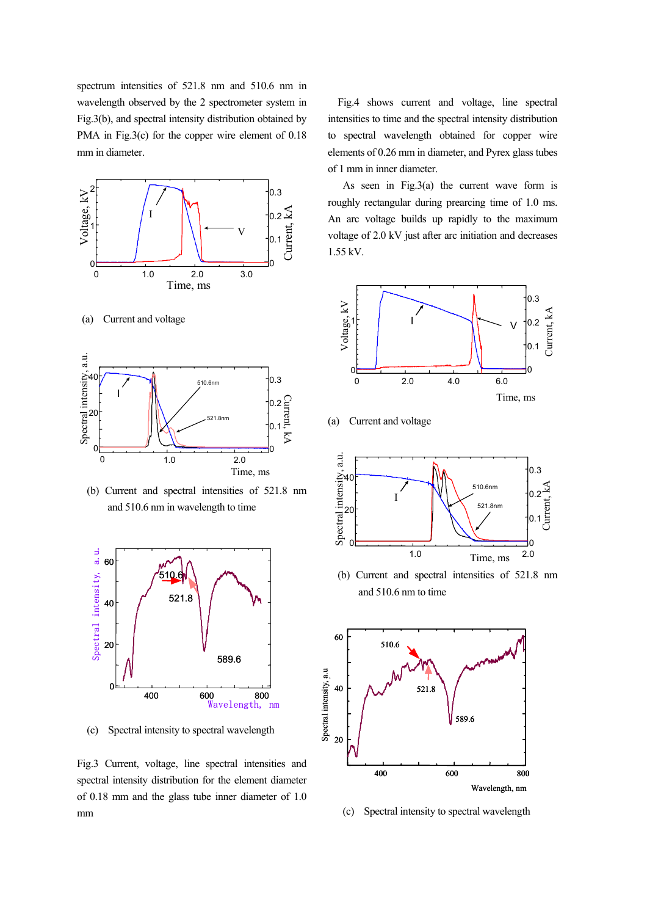spectrum intensities of 521.8 nm and 510.6 nm in wavelength observed by the 2 spectrometer system in Fig.3(b), and spectral intensity distribution obtained by PMA in Fig.3(c) for the copper wire element of 0.18 mm in diameter.

(a) Current and voltage

(b) Current and spectral intensities of 521.8 nm and 510.6 nm in wavelength to time

(c) Spectral intensity to spectral wavelength

Fig.3 Current, voltage, line spectral intensities and spectral intensity distribution for the element diameter of 0.18 mm and the glass tube inner diameter of 1.0 mm

Fig.4 shows current and voltage, line spectral intensities to time and the spectral intensity distribution to spectral wavelength obtained for copper wire elements of 0.26 mm in diameter, and Pyrex glass tubes of 1 mm in inner diameter.

As seen in Fig.3(a) the current wave form is roughly rectangular during prearcing time of 1.0 ms. An arc voltage builds up rapidly to the maximum voltage of 2.0 kV just after arc initiation and decreases 1.55 kV.

(a) Current and voltage

(b) Current and spectral intensities of 521.8 nm and 510.6 nm to time

(c) Spectral intensity to spectral wavelength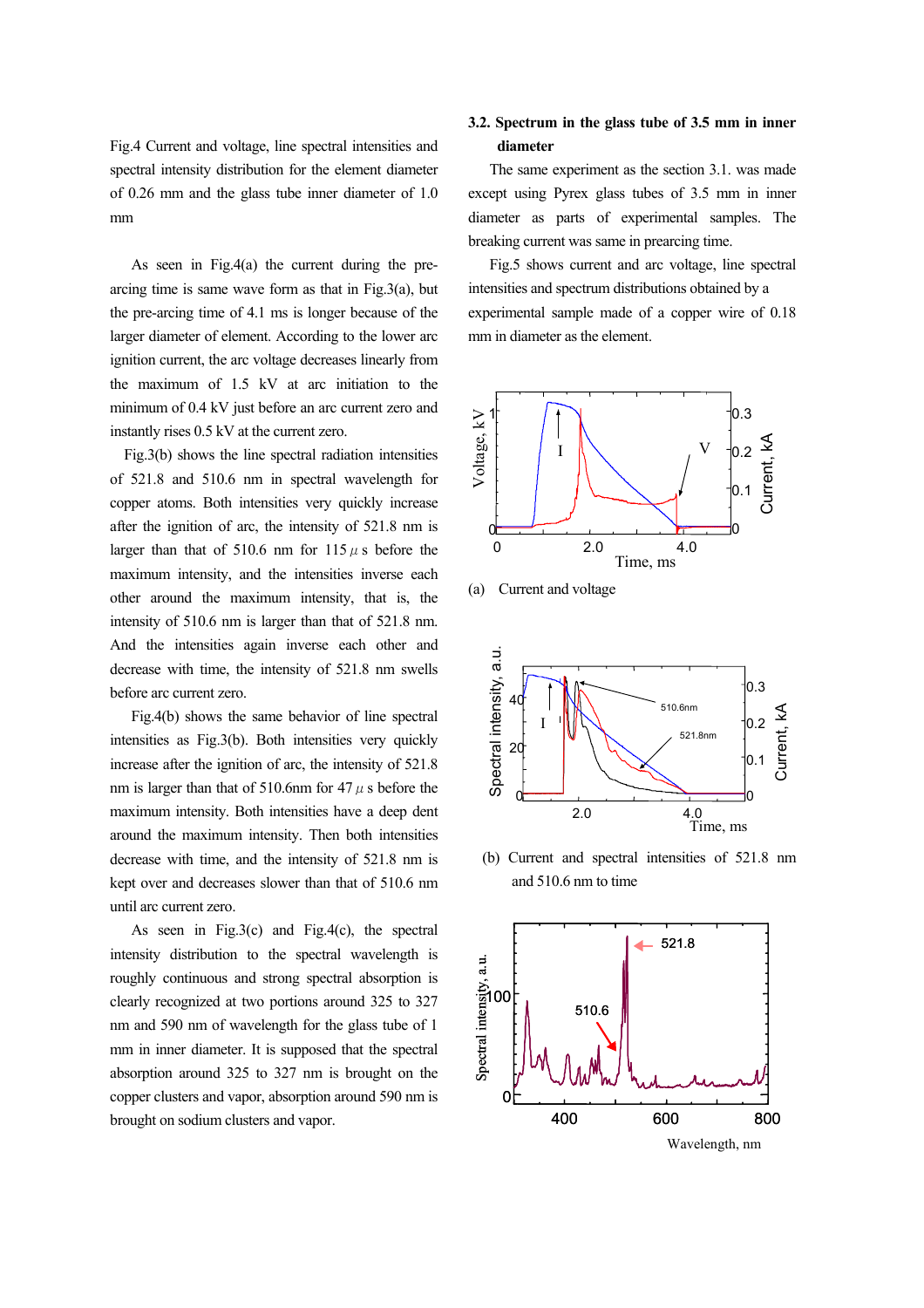Fig.4 Current and voltage, line spectral intensities and spectral intensity distribution for the element diameter of 0.26 mm and the glass tube inner diameter of 1.0 mm

As seen in Fig.4(a) the current during the pre-arcing time is same wave form as that in Fig.3(a), but the pre-arcing time of 4.1 ms is longer because of the larger diameter of element. According to the lower arc ignition current, the arc voltage decreases linearly from the maximum of 1.5 kV at arc initiation to the minimum of 0.4 kV just before an arc current zero and instantly rises 0.5 kV at the current zero.

Fig.3(b) shows the line spectral radiation intensities of 521.8 and 510.6 nm in spectral wavelength for copper atoms. Both intensities very quickly increase after the ignition of arc, the intensity of 521.8 nm is larger than that of 510.6 nm for 115 $\mu$ s before the maximum intensity, and the intensities inverse each other around the maximum intensity, that is, the intensity of 510.6 nm is larger than that of 521.8 nm. And the intensities again inverse each other and decrease with time, the intensity of 521.8 nm swells before arc current zero.

Fig.4(b) shows the same behavior of line spectral intensities as Fig.3(b). Both intensities very quickly increase after the ignition of arc, the intensity of 521.8 nm is larger than that of 510.6nm for 47 $\mu$ s before the maximum intensity. Both intensities have a deep dent around the maximum intensity. Then both intensities decrease with time, and the intensity of 521.8 nm is kept over and decreases slower than that of 510.6 nm until arc current zero.

As seen in Fig.3(c) and Fig.4(c), the spectral intensity distribution to the spectral wavelength is roughly continuous and strong spectral absorption is clearly recognized at two portions around 325 to 327 nm and 590 nm of wavelength for the glass tube of 1 mm in inner diameter. It is supposed that the spectral absorption around 325 to 327 nm is brought on the copper clusters and vapor, absorption around 590 nm is brought on sodium clusters and vapor.

### 3.2. Spectrum in the glass tube of 3.5 mm in inner diameter

The same experiment as the section 3.1. was made except using Pyrex glass tubes of 3.5 mm in inner diameter as parts of experimental samples. The breaking current was same in prearcing time.

Fig.5 shows current and arc voltage, line spectral intensities and spectrum distributions obtained by a experimental sample made of a copper wire of 0.18 mm in diameter as the element.

(a) Current and voltage

(b) Current and spectral intensities of 521.8 nm and 510.6 nm to time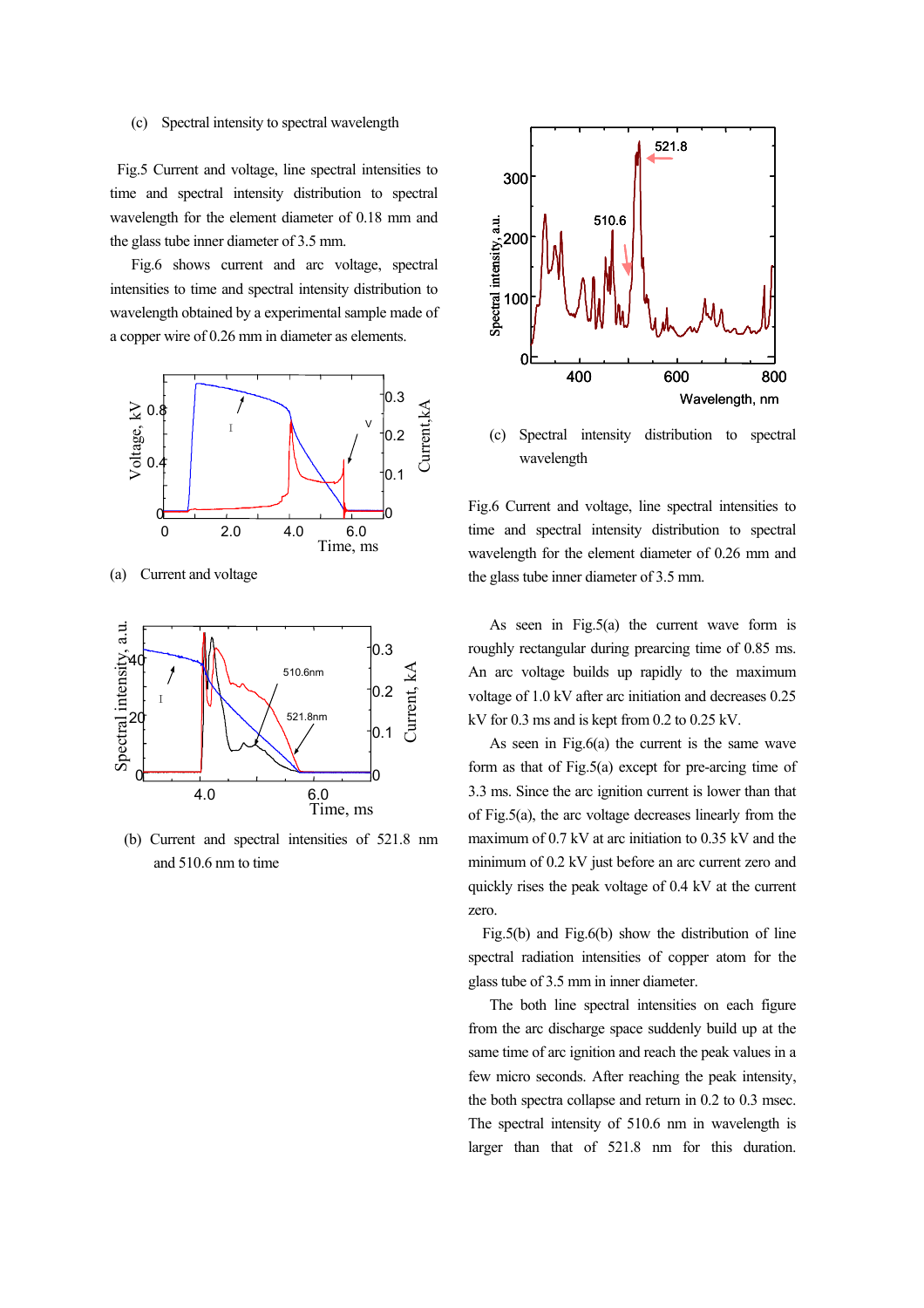(c) Spectral intensity to spectral wavelength

Fig.5 Current and voltage, line spectral intensities to time and spectral intensity distribution to spectral wavelength for the element diameter of 0.18 mm and the glass tube inner diameter of 3.5 mm.

Fig.6 shows current and arc voltage, spectral intensities to time and spectral intensity distribution to wavelength obtained by a experimental sample made of a copper wire of 0.26 mm in diameter as elements.

(a) Current and voltage

(b) Current and spectral intensities of 521.8 nm and 510.6 nm to time

(c) Spectral intensity distribution to spectral wavelength

Fig.6 Current and voltage, line spectral intensities to time and spectral intensity distribution to spectral wavelength for the element diameter of 0.26 mm and the glass tube inner diameter of 3.5 mm.

As seen in Fig.5(a) the current wave form is roughly rectangular during prearcing time of 0.85 ms. An arc voltage builds up rapidly to the maximum voltage of 1.0 kV after arc initiation and decreases 0.25 kV for 0.3 ms and is kept from 0.2 to 0.25 kV.

As seen in Fig.6(a) the current is the same wave form as that of Fig.5(a) except for pre-arcing time of 3.3 ms. Since the arc ignition current is lower than that of Fig.5(a), the arc voltage decreases linearly from the maximum of 0.7 kV at arc initiation to 0.35 kV and the minimum of 0.2 kV just before an arc current zero and quickly rises the peak voltage of 0.4 kV at the current zero.

Fig.5(b) and Fig.6(b) show the distribution of line spectral radiation intensities of copper atom for the glass tube of 3.5 mm in inner diameter.

The both line spectral intensities on each figure from the arc discharge space suddenly build up at the same time of arc ignition and reach the peak values in a few micro seconds. After reaching the peak intensity, the both spectra collapse and return in 0.2 to 0.3 msec. The spectral intensity of 510.6 nm in wavelength is larger than that of 521.8 nm for this duration.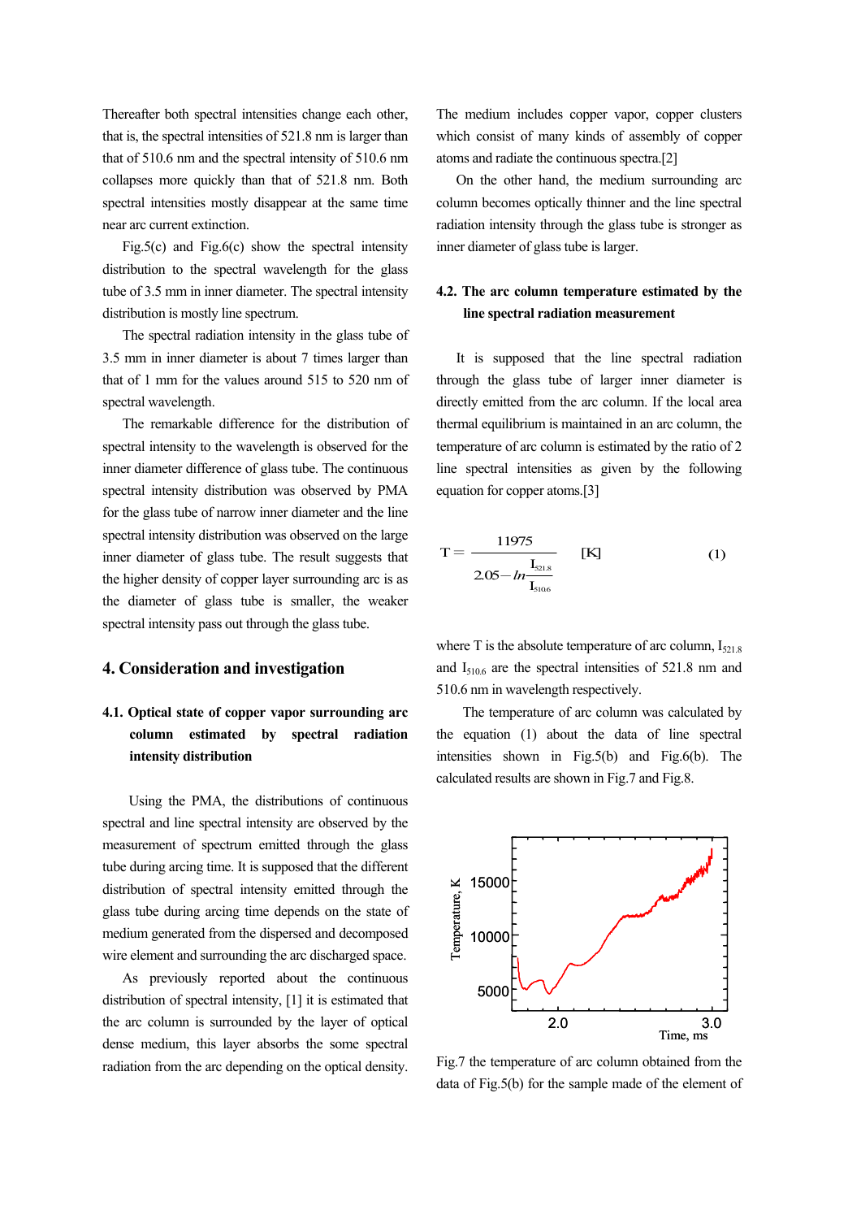Thereafter both spectral intensities change each other, that is, the spectral intensities of 521.8 nm is larger than that of 510.6 nm and the spectral intensity of 510.6 nm collapses more quickly than that of 521.8 nm. Both spectral intensities mostly disappear at the same time near arc current extinction.

Fig.5(c) and Fig.6(c) show the spectral intensity distribution to the spectral wavelength for the glass tube of 3.5 mm in inner diameter. The spectral intensity distribution is mostly line spectrum.

The spectral radiation intensity in the glass tube of 3.5 mm in inner diameter is about 7 times larger than that of 1 mm for the values around 515 to 520 nm of spectral wavelength.

The remarkable difference for the distribution of spectral intensity to the wavelength is observed for the inner diameter difference of glass tube. The continuous spectral intensity distribution was observed by PMA for the glass tube of narrow inner diameter and the line spectral intensity distribution was observed on the large inner diameter of glass tube. The result suggests that the higher density of copper layer surrounding arc is as the diameter of glass tube is smaller, the weaker spectral intensity pass out through the glass tube.

## 4. Consideration and investigation

### 4.1. Optical state of copper vapor surrounding arc column estimated by spectral radiation intensity distribution

Using the PMA, the distributions of continuous spectral and line spectral intensity are observed by the measurement of spectrum emitted through the glass tube during arcing time. It is supposed that the different distribution of spectral intensity emitted through the glass tube during arcing time depends on the state of medium generated from the dispersed and decomposed wire element and surrounding the arc discharged space.

As previously reported about the continuous distribution of spectral intensity, [1] it is estimated that the arc column is surrounded by the layer of optical dense medium, this layer absorbs the some spectral radiation from the arc depending on the optical density. The medium includes copper vapor, copper clusters which consist of many kinds of assembly of copper atoms and radiate the continuous spectra.[2]

On the other hand, the medium surrounding arc column becomes optically thinner and the line spectral radiation intensity through the glass tube is stronger as inner diameter of glass tube is larger.

### 4.2. The arc column temperature estimated by the line spectral radiation measurement

It is supposed that the line spectral radiation through the glass tube of larger inner diameter is directly emitted from the arc column. If the local area thermal equilibrium is maintained in an arc column, the temperature of arc column is estimated by the ratio of 2 line spectral intensities as given by the following equation for copper atoms.[3]

$$T = \frac{11975}{2.05 - \ln \dfrac{I_{521.8}}{I_{510.6}}} \quad [\mathrm{K}] \qquad (1)$$

where T is the absolute temperature of arc column, $I_{521.8}$ and $I_{510.6}$ are the spectral intensities of 521.8 nm and 510.6 nm in wavelength respectively.

The temperature of arc column was calculated by the equation (1) about the data of line spectral intensities shown in Fig.5(b) and Fig.6(b). The calculated results are shown in Fig.7 and Fig.8.

Fig.7 the temperature of arc column obtained from the data of Fig.5(b) for the sample made of the element of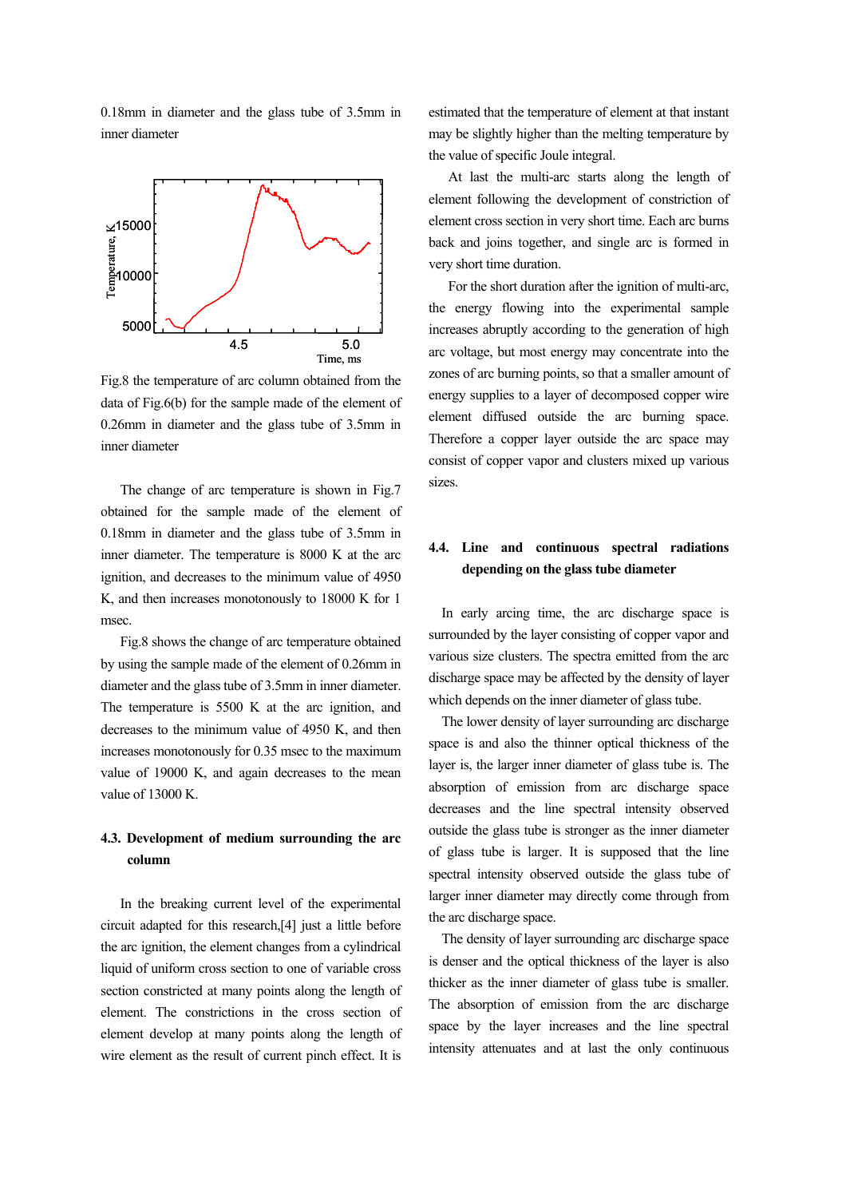0.18mm in diameter and the glass tube of 3.5mm in inner diameter

Fig.8 the temperature of arc column obtained from the data of Fig.6(b) for the sample made of the element of 0.26mm in diameter and the glass tube of 3.5mm in inner diameter

The change of arc temperature is shown in Fig.7 obtained for the sample made of the element of 0.18mm in diameter and the glass tube of 3.5mm in inner diameter. The temperature is 8000 K at the arc ignition, and decreases to the minimum value of 4950 K, and then increases monotonously to 18000 K for 1 msec.

Fig.8 shows the change of arc temperature obtained by using the sample made of the element of 0.26mm in diameter and the glass tube of 3.5mm in inner diameter. The temperature is 5500 K at the arc ignition, and decreases to the minimum value of 4950 K, and then increases monotonously for 0.35 msec to the maximum value of 19000 K, and again decreases to the mean value of 13000 K.

### 4.3. Development of medium surrounding the arc column

In the breaking current level of the experimental circuit adapted for this research,[4] just a little before the arc ignition, the element changes from a cylindrical liquid of uniform cross section to one of variable cross section constricted at many points along the length of element. The constrictions in the cross section of element develop at many points along the length of wire element as the result of current pinch effect. It is estimated that the temperature of element at that instant may be slightly higher than the melting temperature by the value of specific Joule integral.

At last the multi-arc starts along the length of element following the development of constriction of element cross section in very short time. Each arc burns back and joins together, and single arc is formed in very short time duration.

For the short duration after the ignition of multi-arc, the energy flowing into the experimental sample increases abruptly according to the generation of high arc voltage, but most energy may concentrate into the zones of arc burning points, so that a smaller amount of energy supplies to a layer of decomposed copper wire element diffused outside the arc burning space. Therefore a copper layer outside the arc space may consist of copper vapor and clusters mixed up various sizes.

### 4.4. Line and continuous spectral radiations depending on the glass tube diameter

In early arcing time, the arc discharge space is surrounded by the layer consisting of copper vapor and various size clusters. The spectra emitted from the arc discharge space may be affected by the density of layer which depends on the inner diameter of glass tube.

The lower density of layer surrounding arc discharge space is and also the thinner optical thickness of the layer is, the larger inner diameter of glass tube is. The absorption of emission from arc discharge space decreases and the line spectral intensity observed outside the glass tube is stronger as the inner diameter of glass tube is larger. It is supposed that the line spectral intensity observed outside the glass tube of larger inner diameter may directly come through from the arc discharge space.

The density of layer surrounding arc discharge space is denser and the optical thickness of the layer is also thicker as the inner diameter of glass tube is smaller. The absorption of emission from the arc discharge space by the layer increases and the line spectral intensity attenuates and at last the only continuous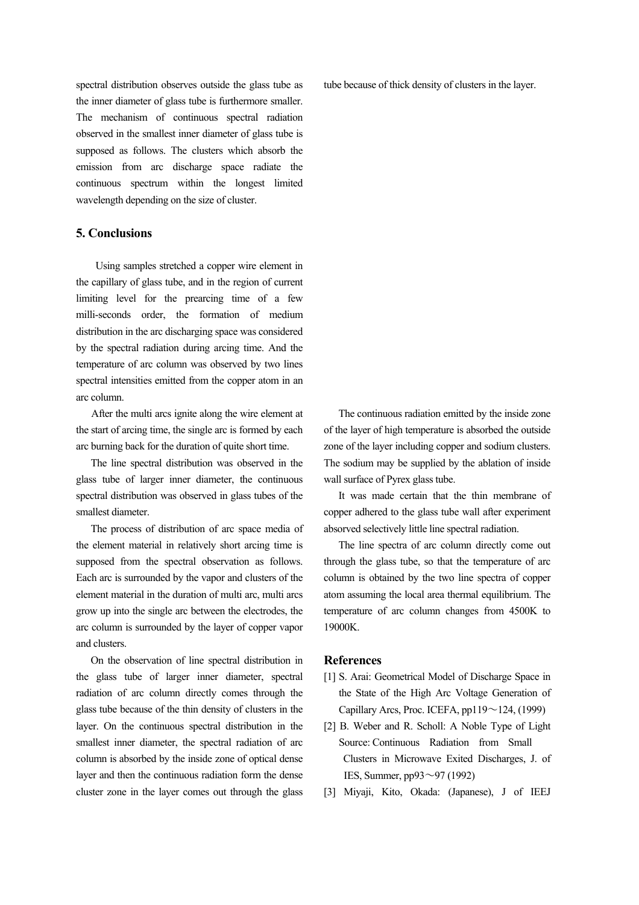spectral distribution observes outside the glass tube as the inner diameter of glass tube is furthermore smaller. The mechanism of continuous spectral radiation observed in the smallest inner diameter of glass tube is supposed as follows. The clusters which absorb the emission from arc discharge space radiate the continuous spectrum within the longest limited wavelength depending on the size of cluster.

## 5. Conclusions

Using samples stretched a copper wire element in the capillary of glass tube, and in the region of current limiting level for the prearcing time of a few milli-seconds order, the formation of medium distribution in the arc discharging space was considered by the spectral radiation during arcing time. And the temperature of arc column was observed by two lines spectral intensities emitted from the copper atom in an arc column.

After the multi arcs ignite along the wire element at the start of arcing time, the single arc is formed by each arc burning back for the duration of quite short time.

The line spectral distribution was observed in the glass tube of larger inner diameter, the continuous spectral distribution was observed in glass tubes of the smallest diameter.

The process of distribution of arc space media of the element material in relatively short arcing time is supposed from the spectral observation as follows. Each arc is surrounded by the vapor and clusters of the element material in the duration of multi arc, multi arcs grow up into the single arc between the electrodes, the arc column is surrounded by the layer of copper vapor and clusters.

On the observation of line spectral distribution in the glass tube of larger inner diameter, spectral radiation of arc column directly comes through the glass tube because of the thin density of clusters in the layer. On the continuous spectral distribution in the smallest inner diameter, the spectral radiation of arc column is absorbed by the inside zone of optical dense layer and then the continuous radiation form the dense cluster zone in the layer comes out through the glass tube because of thick density of clusters in the layer.

The continuous radiation emitted by the inside zone of the layer of high temperature is absorbed the outside zone of the layer including copper and sodium clusters. The sodium may be supplied by the ablation of inside wall surface of Pyrex glass tube.

It was made certain that the thin membrane of copper adhered to the glass tube wall after experiment absorved selectively little line spectral radiation.

The line spectra of arc column directly come out through the glass tube, so that the temperature of arc column is obtained by the two line spectra of copper atom assuming the local area thermal equilibrium. The temperature of arc column changes from 4500K to 19000K.

## References

[1] S. Arai: Geometrical Model of Discharge Space in the State of the High Arc Voltage Generation of Capillary Arcs, Proc. ICEFA, pp119～124, (1999)

[2] B. Weber and R. Scholl: A Noble Type of Light Source: Continuous Radiation from Small Clusters in Microwave Exited Discharges, J. of IES, Summer, pp93～97 (1992)

[3] Miyaji, Kito, Okada: (Japanese), J of IEEJ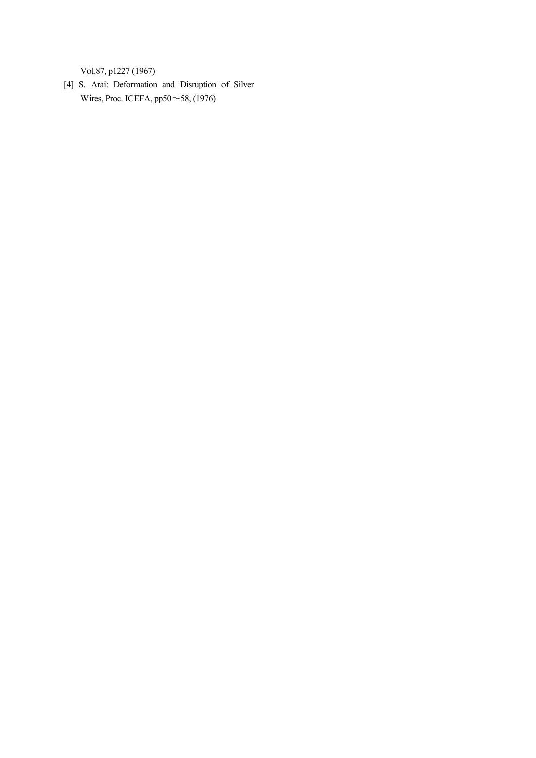Vol.87, p1227 (1967)

[4] S. Arai: Deformation and Disruption of Silver Wires, Proc. ICEFA, pp50～58, (1976)